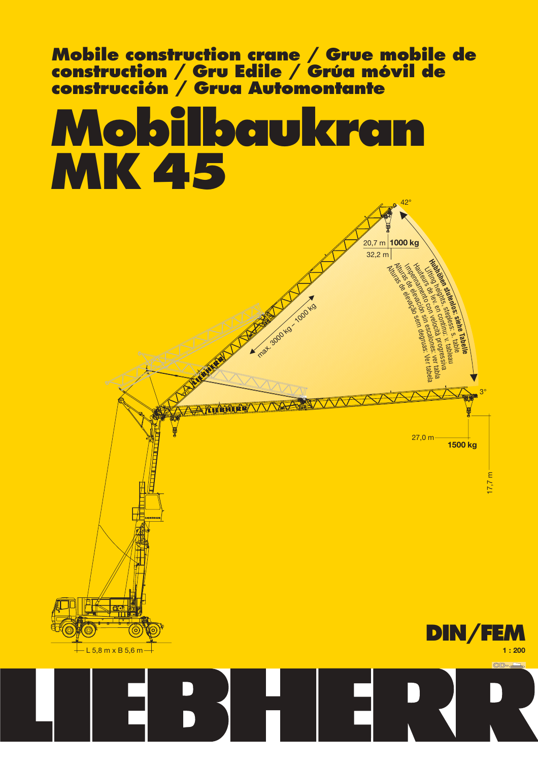# Mobile construction crane / Grue mobile de construction / Gru Edile / Grúa móvil de construcción / Grua Automontante

# Mobilbaukran MK 45

42°

20,7 m **1000 kg**

32,2 m

max. 3000 kg – 1000 kg

**Hubhöhen stufenlos: siehe Tabelle**
Lifting heights, stepless: s. table
Hauteurs de lev. en continu: v. tableau
Impennamento con velocità progressiva
Alturas de elevación sin escalones: ver tabla
Alturas de elevação sem degruas: Ver tabela

3°

27,0 m **1500 kg**

17,7 m

L 5,8 m x B 5,6 m

**DIN/FEM**

**1 : 200**

LIEBHERR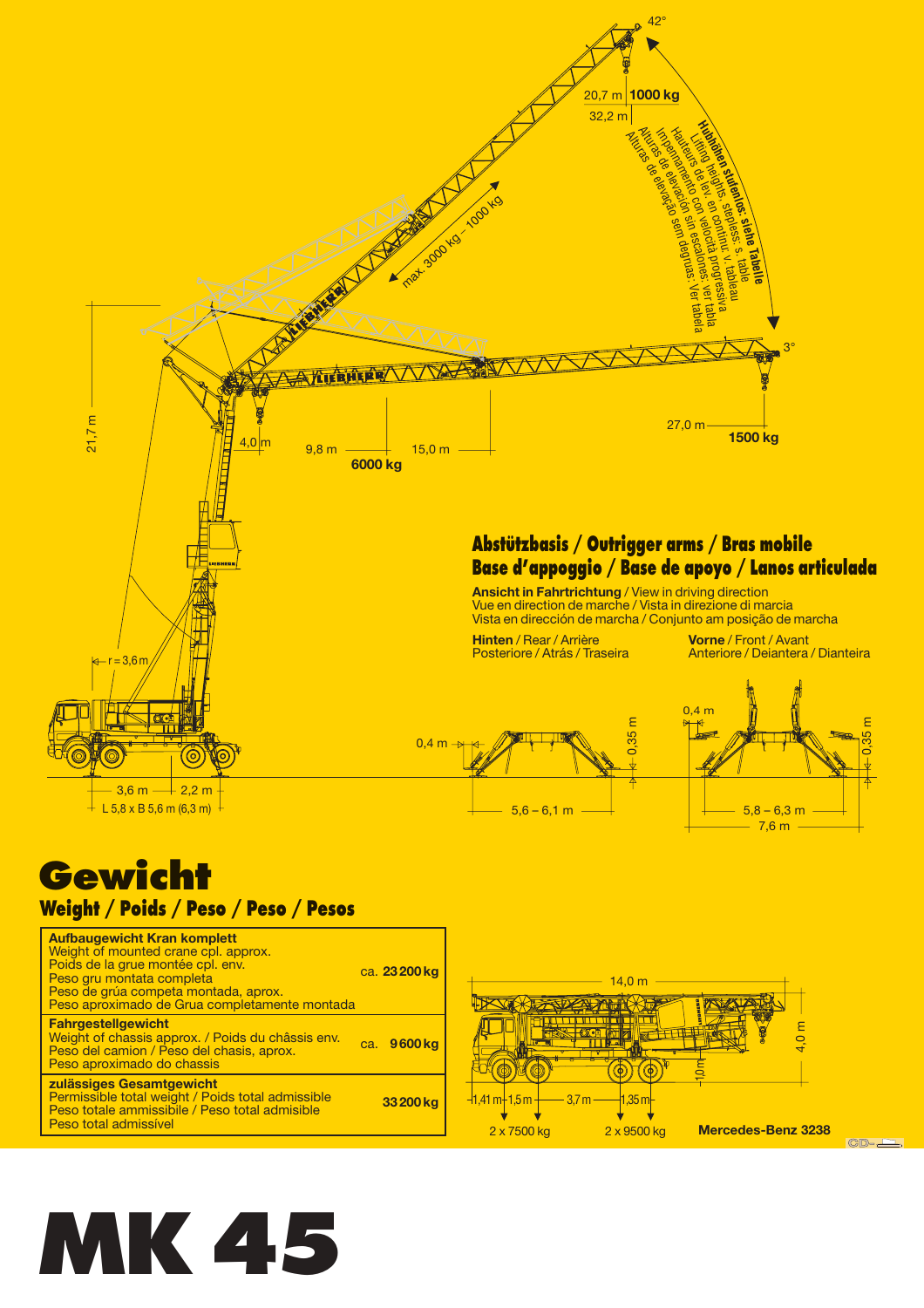42°

20,7 m | **1000 kg**

32,2 m

**Hubhöhen stufenlos: siehe Tabelle**
Lifting heights, stepless: s. table
Hauteurs de lev. en continu: v. tableau
Impennamento con velocità progressiva
Alturas de elevación sin escalones: ver tabla
Alturas de elevação sem degraus: Ver tabela

max. 3000 kg – 1000 kg

3°

21,7 m

4,0 m

9,8 m

**6000 kg**

15,0 m

27,0 m

**1500 kg**

r = 3,6 m

3,6 m — 2,2 m

L 5,8 x B 5,6 m (6,3 m)

## Abstützbasis / Outrigger arms / Bras mobile
## Base d'appoggio / Base de apoyo / Lanos articulada

**Ansicht in Fahrtrichtung** / View in driving direction
Vue en direction de marche / Vista in direzione di marcia
Vista en dirección de marcha / Conjunto am posição de marcha

**Hinten** / Rear / Arrière
Posteriore / Atrás / Traseira

**Vorne** / Front / Avant
Anteriore / Deiantera / Dianteira

0,4 m

0,35 m

5,6 – 6,1 m

0,4 m

0,35 m

5,8 – 6,3 m

7,6 m

# Gewicht
## Weight / Poids / Peso / Peso / Pesos

| | |
|---|---|
| **Aufbaugewicht Kran komplett**<br>Weight of mounted crane cpl. approx.<br>Poids de la grue montée cpl. env.<br>Peso gru montata completa<br>Peso de grúa competa montada, aprox.<br>Peso aproximado de Grua completamente montada | ca. **23 200 kg** |
| **Fahrgestellgewicht**<br>Weight of chassis approx. / Poids du châssis env.<br>Peso del camion / Peso del chasis, aprox.<br>Peso aproximado do chassis | ca. **9 600 kg** |
| **zulässiges Gesamtgewicht**<br>Permissible total weight / Poids total admissible<br>Peso totale ammissibile / Peso total admisible<br>Peso total admissível | **33 200 kg** |

14,0 m

4,0 m

1,0 m

1,41 m — 1,5 m — 3,7 m — 1,35 m

2 x 7500 kg

2 x 9500 kg

**Mercedes-Benz 3238**

# MK 45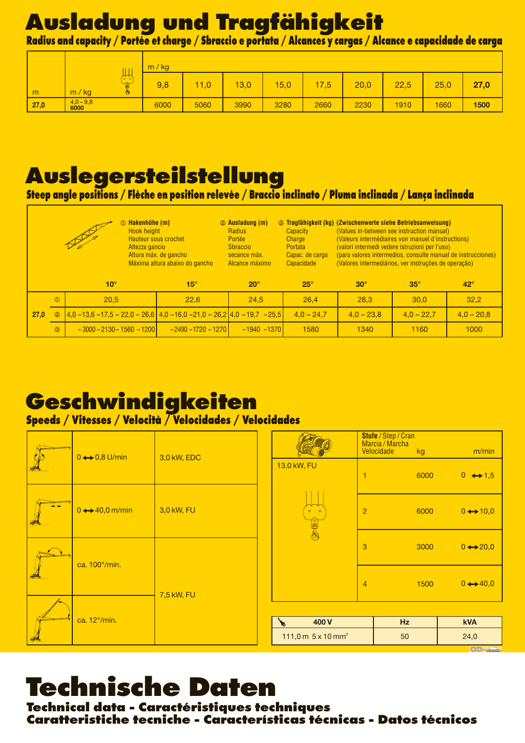# Ausladung und Tragfähigkeit

**Radius and capacity / Portée et charge / Sbraccio e portata / Alcances y cargas / Alcance e capacidade de carga**

| m | m / kg | m / kg 9,8 | 11,0 | 13,0 | 15,0 | 17,5 | 20,0 | 22,5 | 25,0 | **27,0** |
|---|---|---|---|---|---|---|---|---|---|---|
| **27,0** | 4,0 – 9,8 **6000** | 6000 | 5060 | 3990 | 3280 | 2660 | 2230 | 1910 | 1660 | **1500** |

# Auslegersteilstellung

**Steep angle positions / Flèche en position relevée / Braccio inclinato / Pluma inclinada / Lança inclinada**

① **Hakenhöhe (m)** – Hook height – Hauteur sous crochet – Altezza gancio – Altura máx. de gancho – Máxima altura abaixo do gancho

② **Ausladung (m)** – Radius – Portée – Sbraccio – secance máx. – Alcance máximo

③ **Tragfähigkeit (kg)** – Capacity – Charge – Portata – Capac. de carga – Capacidade

**(Zwischenwerte siehe Betriebsanweisung)**
(Values in-between see instruction manual)
(Valeurs intermédiaires voir manuel d'instructions)
(valori intermedi vedere istruzioni per l'uso)
(para valores intermedios, consulte manual de instrucciones)
(Valores intermediários, ver instruções de operação)

| | | 10° | 15° | 20° | 25° | 30° | 35° | 42° |
|---|---|---|---|---|---|---|---|---|
| | ① | 20,5 | 22,6 | 24,5 | 26,4 | 28,3 | 30,0 | 32,2 |
| **27,0** | ② | 4,0 –13,6 –17,5 – 22,0 – 26,6 | 4,0 –16,0 –21,0 – 26,2 | 4,0 –19,7 –25,5 | 4,0 – 24,7 | 4,0 – 23,8 | 4,0 – 22,7 | 4,0 – 20,8 |
| | ③ | – 3000 – 2130 – 1560 – 1200 | – 2490 – 1720 – 1270 | – 1940 – 1370 | 1580 | 1340 | 1160 | 1000 |

# Geschwindigkeiten

**Speeds / Vitesses / Velocità / Velocidades / Velocidades**

| | | |
|---|---|---|
| | 0 ↔ 0,8 U/min | 3,0 kW, EDC |
| | 0 ↔ 40,0 m/min | 3,0 kW, FU |
| | ca. 100°/min. | 7,5 kW, FU |
| | ca. 12°/min. | |

| 13,0 kW, FU | **Stufe** / Step / Cran / Marcia / Marcha / Velocidade | kg | m/min |
|---|---|---|---|
| | 1 | 6000 | 0 ↔ 1,5 |
| | 2 | 6000 | 0 ↔ 10,0 |
| | 3 | 3000 | 0 ↔ 20,0 |
| | 4 | 1500 | 0 ↔ 40,0 |

| **400 V** | **Hz** | **kVA** |
|---|---|---|
| 111,0 m 5 x 10 mm² | 50 | 24,0 |

# Technische Daten

**Technical data - Caractéristiques techniques**
**Caratteristiche tecniche - Características técnicas - Datos técnicos**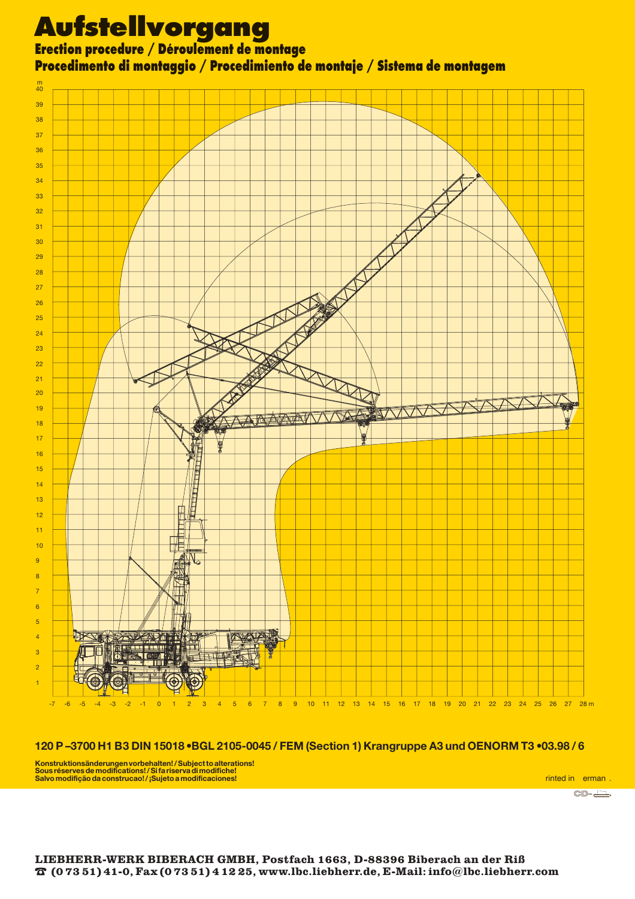# Aufstellvorgang

## Erection procedure / Déroulement de montage

## Procedimento di montaggio / Procedimiento de montaje / Sistema de montagem

m
40
39
38
37
36
35
34
33
32
31
30
29
28
27
26
25
24
23
22
21
20
19
18
17
16
15
14
13
12
11
10
9
8
7
6
5
4
3
2
1

-7 -6 -5 -4 -3 -2 -1 0 1 2 3 4 5 6 7 8 9 10 11 12 13 14 15 16 17 18 19 20 21 22 23 24 25 26 27 28 m

**120 P –3700 H1 B3 DIN 15018 •BGL 2105-0045 / FEM (Section 1) Krangruppe A3 und OENORM T3 •03.98 / 6**

**Konstruktionsänderungen vorbehalten! / Subject to alterations!**
**Sous réserves de modifications! / Si fa riserva di modifiche!**
**Salvo modifição da construcao! / ¡Sujeto a modificaciones!**

rinted in erman .

**LIEBHERR-WERK BIBERACH GMBH, Postfach 1663, D-88396 Biberach an der Riß**
**☎ (0 73 51) 41-0, Fax (0 73 51) 4 12 25, www.lbc.liebherr.de, E-Mail: info@lbc.liebherr.com**